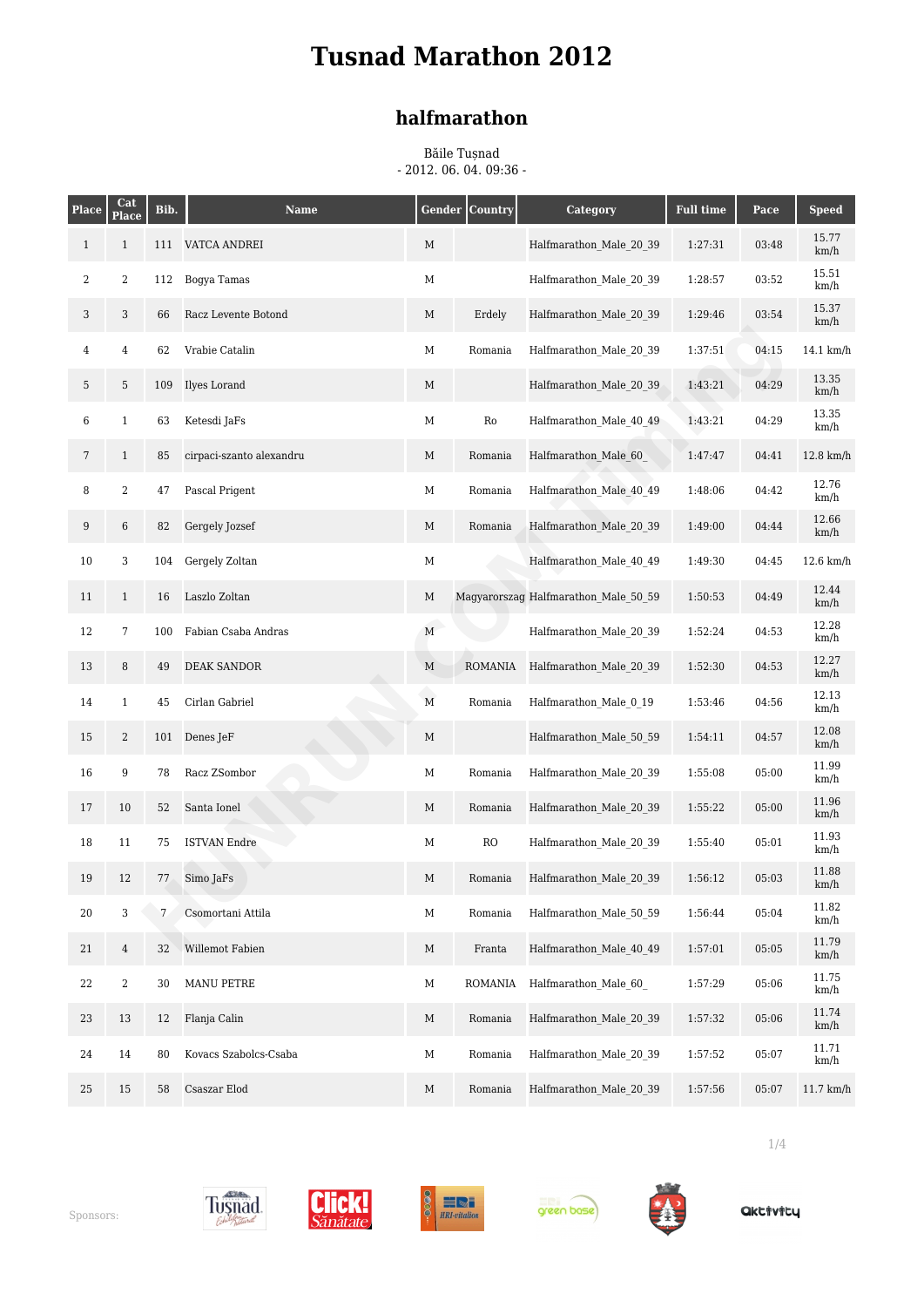# Tusnad Marathon 2012

## halfmarathon

Băile Tușnad
- 2012. 06. 04. 09:36 -

| Place | Cat Place | Bib. | Name | Gender | Country | Category | Full time | Pace | Speed |
|---|---|---|---|---|---|---|---|---|---|
| 1 | 1 | 111 | VATCA ANDREI | M | | Halfmarathon_Male_20_39 | 1:27:31 | 03:48 | 15.77 km/h |
| 2 | 2 | 112 | Bogya Tamas | M | | Halfmarathon_Male_20_39 | 1:28:57 | 03:52 | 15.51 km/h |
| 3 | 3 | 66 | Racz Levente Botond | M | Erdely | Halfmarathon_Male_20_39 | 1:29:46 | 03:54 | 15.37 km/h |
| 4 | 4 | 62 | Vrabie Catalin | M | Romania | Halfmarathon_Male_20_39 | 1:37:51 | 04:15 | 14.1 km/h |
| 5 | 5 | 109 | Ilyes Lorand | M | | Halfmarathon_Male_20_39 | 1:43:21 | 04:29 | 13.35 km/h |
| 6 | 1 | 63 | Ketesdi JaFs | M | Ro | Halfmarathon_Male_40_49 | 1:43:21 | 04:29 | 13.35 km/h |
| 7 | 1 | 85 | cirpaci-szanto alexandru | M | Romania | Halfmarathon_Male_60_ | 1:47:47 | 04:41 | 12.8 km/h |
| 8 | 2 | 47 | Pascal Prigent | M | Romania | Halfmarathon_Male_40_49 | 1:48:06 | 04:42 | 12.76 km/h |
| 9 | 6 | 82 | Gergely Jozsef | M | Romania | Halfmarathon_Male_20_39 | 1:49:00 | 04:44 | 12.66 km/h |
| 10 | 3 | 104 | Gergely Zoltan | M | | Halfmarathon_Male_40_49 | 1:49:30 | 04:45 | 12.6 km/h |
| 11 | 1 | 16 | Laszlo Zoltan | M | Magyarorszag | Halfmarathon_Male_50_59 | 1:50:53 | 04:49 | 12.44 km/h |
| 12 | 7 | 100 | Fabian Csaba Andras | M | | Halfmarathon_Male_20_39 | 1:52:24 | 04:53 | 12.28 km/h |
| 13 | 8 | 49 | DEAK SANDOR | M | ROMANIA | Halfmarathon_Male_20_39 | 1:52:30 | 04:53 | 12.27 km/h |
| 14 | 1 | 45 | Cirlan Gabriel | M | Romania | Halfmarathon_Male_0_19 | 1:53:46 | 04:56 | 12.13 km/h |
| 15 | 2 | 101 | Denes JeF | M | | Halfmarathon_Male_50_59 | 1:54:11 | 04:57 | 12.08 km/h |
| 16 | 9 | 78 | Racz ZSombor | M | Romania | Halfmarathon_Male_20_39 | 1:55:08 | 05:00 | 11.99 km/h |
| 17 | 10 | 52 | Santa Ionel | M | Romania | Halfmarathon_Male_20_39 | 1:55:22 | 05:00 | 11.96 km/h |
| 18 | 11 | 75 | ISTVAN Endre | M | RO | Halfmarathon_Male_20_39 | 1:55:40 | 05:01 | 11.93 km/h |
| 19 | 12 | 77 | Simo JaFs | M | Romania | Halfmarathon_Male_20_39 | 1:56:12 | 05:03 | 11.88 km/h |
| 20 | 3 | 7 | Csomortani Attila | M | Romania | Halfmarathon_Male_50_59 | 1:56:44 | 05:04 | 11.82 km/h |
| 21 | 4 | 32 | Willemot Fabien | M | Franta | Halfmarathon_Male_40_49 | 1:57:01 | 05:05 | 11.79 km/h |
| 22 | 2 | 30 | MANU PETRE | M | ROMANIA | Halfmarathon_Male_60_ | 1:57:29 | 05:06 | 11.75 km/h |
| 23 | 13 | 12 | Flanja Calin | M | Romania | Halfmarathon_Male_20_39 | 1:57:32 | 05:06 | 11.74 km/h |
| 24 | 14 | 80 | Kovacs Szabolcs-Csaba | M | Romania | Halfmarathon_Male_20_39 | 1:57:52 | 05:07 | 11.71 km/h |
| 25 | 15 | 58 | Csaszar Elod | M | Romania | Halfmarathon_Male_20_39 | 1:57:56 | 05:07 | 11.7 km/h |

Sponsors: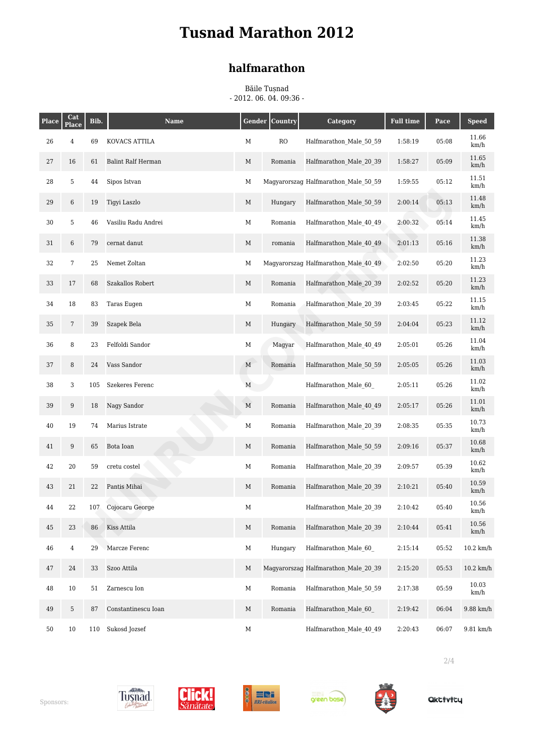# Tusnad Marathon 2012

## halfmarathon

Băile Tușnad
- 2012. 06. 04. 09:36 -

| Place | Cat Place | Bib. | Name | Gender | Country | Category | Full time | Pace | Speed |
|---|---|---|---|---|---|---|---|---|---|
| 26 | 4 | 69 | KOVACS ATTILA | M | RO | Halfmarathon_Male_50_59 | 1:58:19 | 05:08 | 11.66 km/h |
| 27 | 16 | 61 | Balint Ralf Herman | M | Romania | Halfmarathon_Male_20_39 | 1:58:27 | 05:09 | 11.65 km/h |
| 28 | 5 | 44 | Sipos Istvan | M | Magyarorszag | Halfmarathon_Male_50_59 | 1:59:55 | 05:12 | 11.51 km/h |
| 29 | 6 | 19 | Tigyi Laszlo | M | Hungary | Halfmarathon_Male_50_59 | 2:00:14 | 05:13 | 11.48 km/h |
| 30 | 5 | 46 | Vasiliu Radu Andrei | M | Romania | Halfmarathon_Male_40_49 | 2:00:32 | 05:14 | 11.45 km/h |
| 31 | 6 | 79 | cernat danut | M | romania | Halfmarathon_Male_40_49 | 2:01:13 | 05:16 | 11.38 km/h |
| 32 | 7 | 25 | Nemet Zoltan | M | Magyarorszag | Halfmarathon_Male_40_49 | 2:02:50 | 05:20 | 11.23 km/h |
| 33 | 17 | 68 | Szakallos Robert | M | Romania | Halfmarathon_Male_20_39 | 2:02:52 | 05:20 | 11.23 km/h |
| 34 | 18 | 83 | Taras Eugen | M | Romania | Halfmarathon_Male_20_39 | 2:03:45 | 05:22 | 11.15 km/h |
| 35 | 7 | 39 | Szapek Bela | M | Hungary | Halfmarathon_Male_50_59 | 2:04:04 | 05:23 | 11.12 km/h |
| 36 | 8 | 23 | Felfoldi Sandor | M | Magyar | Halfmarathon_Male_40_49 | 2:05:01 | 05:26 | 11.04 km/h |
| 37 | 8 | 24 | Vass Sandor | M | Romania | Halfmarathon_Male_50_59 | 2:05:05 | 05:26 | 11.03 km/h |
| 38 | 3 | 105 | Szekeres Ferenc | M | | Halfmarathon_Male_60_ | 2:05:11 | 05:26 | 11.02 km/h |
| 39 | 9 | 18 | Nagy Sandor | M | Romania | Halfmarathon_Male_40_49 | 2:05:17 | 05:26 | 11.01 km/h |
| 40 | 19 | 74 | Marius Istrate | M | Romania | Halfmarathon_Male_20_39 | 2:08:35 | 05:35 | 10.73 km/h |
| 41 | 9 | 65 | Bota Ioan | M | Romania | Halfmarathon_Male_50_59 | 2:09:16 | 05:37 | 10.68 km/h |
| 42 | 20 | 59 | cretu costel | M | Romania | Halfmarathon_Male_20_39 | 2:09:57 | 05:39 | 10.62 km/h |
| 43 | 21 | 22 | Pantis Mihai | M | Romania | Halfmarathon_Male_20_39 | 2:10:21 | 05:40 | 10.59 km/h |
| 44 | 22 | 107 | Cojocaru George | M | | Halfmarathon_Male_20_39 | 2:10:42 | 05:40 | 10.56 km/h |
| 45 | 23 | 86 | Kiss Attila | M | Romania | Halfmarathon_Male_20_39 | 2:10:44 | 05:41 | 10.56 km/h |
| 46 | 4 | 29 | Marcze Ferenc | M | Hungary | Halfmarathon_Male_60_ | 2:15:14 | 05:52 | 10.2 km/h |
| 47 | 24 | 33 | Szoo Attila | M | Magyarorszag | Halfmarathon_Male_20_39 | 2:15:20 | 05:53 | 10.2 km/h |
| 48 | 10 | 51 | Zarnescu Ion | M | Romania | Halfmarathon_Male_50_59 | 2:17:38 | 05:59 | 10.03 km/h |
| 49 | 5 | 87 | Constantinescu Ioan | M | Romania | Halfmarathon_Male_60_ | 2:19:42 | 06:04 | 9.88 km/h |
| 50 | 10 | 110 | Sukosd Jozsef | M | | Halfmarathon_Male_40_49 | 2:20:43 | 06:07 | 9.81 km/h |

Sponsors: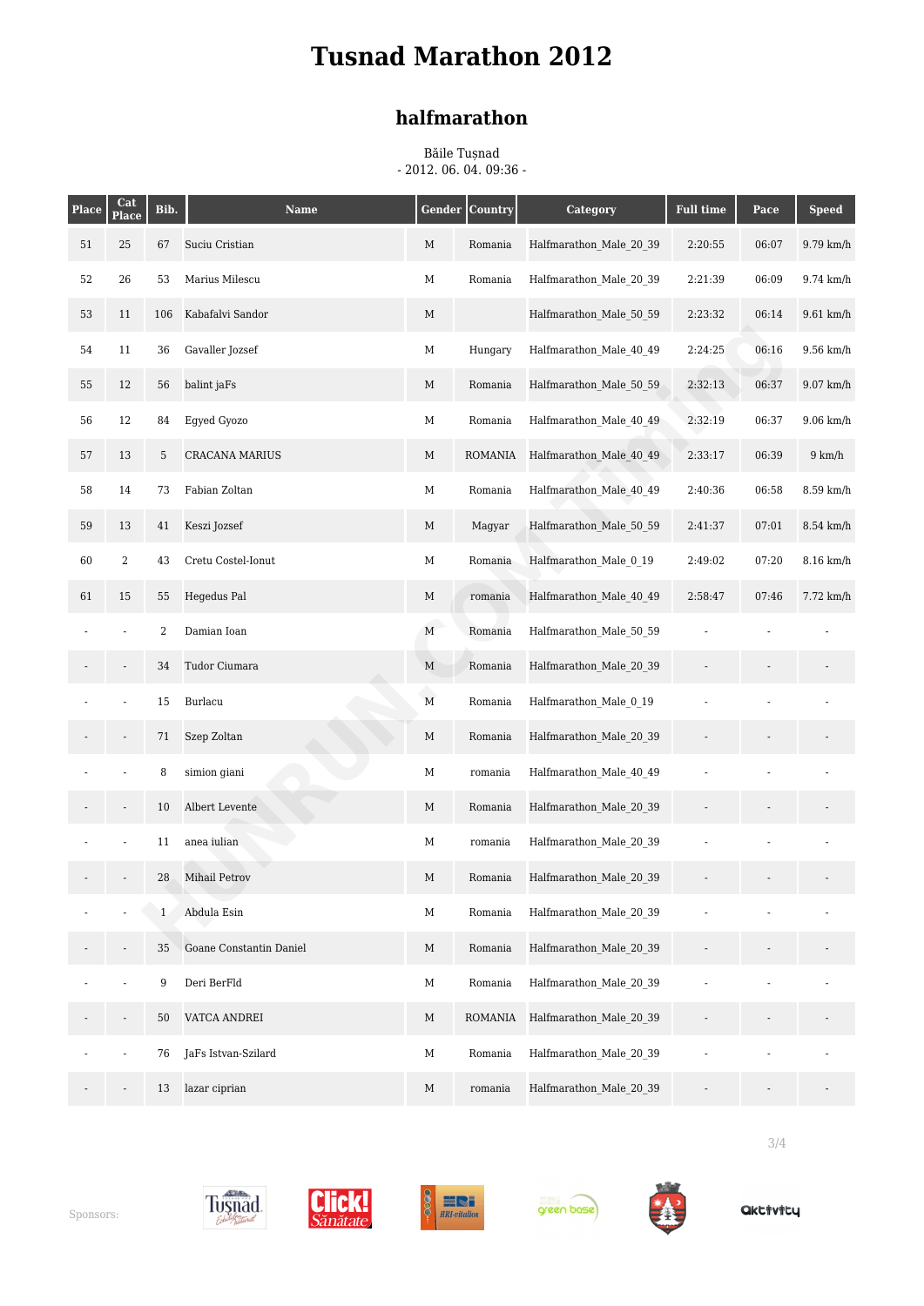# Tusnad Marathon 2012

## halfmarathon

Băile Tușnad
- 2012. 06. 04. 09:36 -

| Place | Cat Place | Bib. | Name | Gender | Country | Category | Full time | Pace | Speed |
|---|---|---|---|---|---|---|---|---|---|
| 51 | 25 | 67 | Suciu Cristian | M | Romania | Halfmarathon_Male_20_39 | 2:20:55 | 06:07 | 9.79 km/h |
| 52 | 26 | 53 | Marius Milescu | M | Romania | Halfmarathon_Male_20_39 | 2:21:39 | 06:09 | 9.74 km/h |
| 53 | 11 | 106 | Kabafalvi Sandor | M | | Halfmarathon_Male_50_59 | 2:23:32 | 06:14 | 9.61 km/h |
| 54 | 11 | 36 | Gavaller Jozsef | M | Hungary | Halfmarathon_Male_40_49 | 2:24:25 | 06:16 | 9.56 km/h |
| 55 | 12 | 56 | balint jaFs | M | Romania | Halfmarathon_Male_50_59 | 2:32:13 | 06:37 | 9.07 km/h |
| 56 | 12 | 84 | Egyed Gyozo | M | Romania | Halfmarathon_Male_40_49 | 2:32:19 | 06:37 | 9.06 km/h |
| 57 | 13 | 5 | CRACANA MARIUS | M | ROMANIA | Halfmarathon_Male_40_49 | 2:33:17 | 06:39 | 9 km/h |
| 58 | 14 | 73 | Fabian Zoltan | M | Romania | Halfmarathon_Male_40_49 | 2:40:36 | 06:58 | 8.59 km/h |
| 59 | 13 | 41 | Keszi Jozsef | M | Magyar | Halfmarathon_Male_50_59 | 2:41:37 | 07:01 | 8.54 km/h |
| 60 | 2 | 43 | Cretu Costel-Ionut | M | Romania | Halfmarathon_Male_0_19 | 2:49:02 | 07:20 | 8.16 km/h |
| 61 | 15 | 55 | Hegedus Pal | M | romania | Halfmarathon_Male_40_49 | 2:58:47 | 07:46 | 7.72 km/h |
| - | - | 2 | Damian Ioan | M | Romania | Halfmarathon_Male_50_59 | - | - | - |
| - | - | 34 | Tudor Ciumara | M | Romania | Halfmarathon_Male_20_39 | - | - | - |
| - | - | 15 | Burlacu | M | Romania | Halfmarathon_Male_0_19 | - | - | - |
| - | - | 71 | Szep Zoltan | M | Romania | Halfmarathon_Male_20_39 | - | - | - |
| - | - | 8 | simion giani | M | romania | Halfmarathon_Male_40_49 | - | - | - |
| - | - | 10 | Albert Levente | M | Romania | Halfmarathon_Male_20_39 | - | - | - |
| - | - | 11 | anea iulian | M | romania | Halfmarathon_Male_20_39 | - | - | - |
| - | - | 28 | Mihail Petrov | M | Romania | Halfmarathon_Male_20_39 | - | - | - |
| - | - | 1 | Abdula Esin | M | Romania | Halfmarathon_Male_20_39 | - | - | - |
| - | - | 35 | Goane Constantin Daniel | M | Romania | Halfmarathon_Male_20_39 | - | - | - |
| - | - | 9 | Deri BerFld | M | Romania | Halfmarathon_Male_20_39 | - | - | - |
| - | - | 50 | VATCA ANDREI | M | ROMANIA | Halfmarathon_Male_20_39 | - | - | - |
| - | - | 76 | JaFs Istvan-Szilard | M | Romania | Halfmarathon_Male_20_39 | - | - | - |
| - | - | 13 | lazar ciprian | M | romania | Halfmarathon_Male_20_39 | - | - | - |

Sponsors: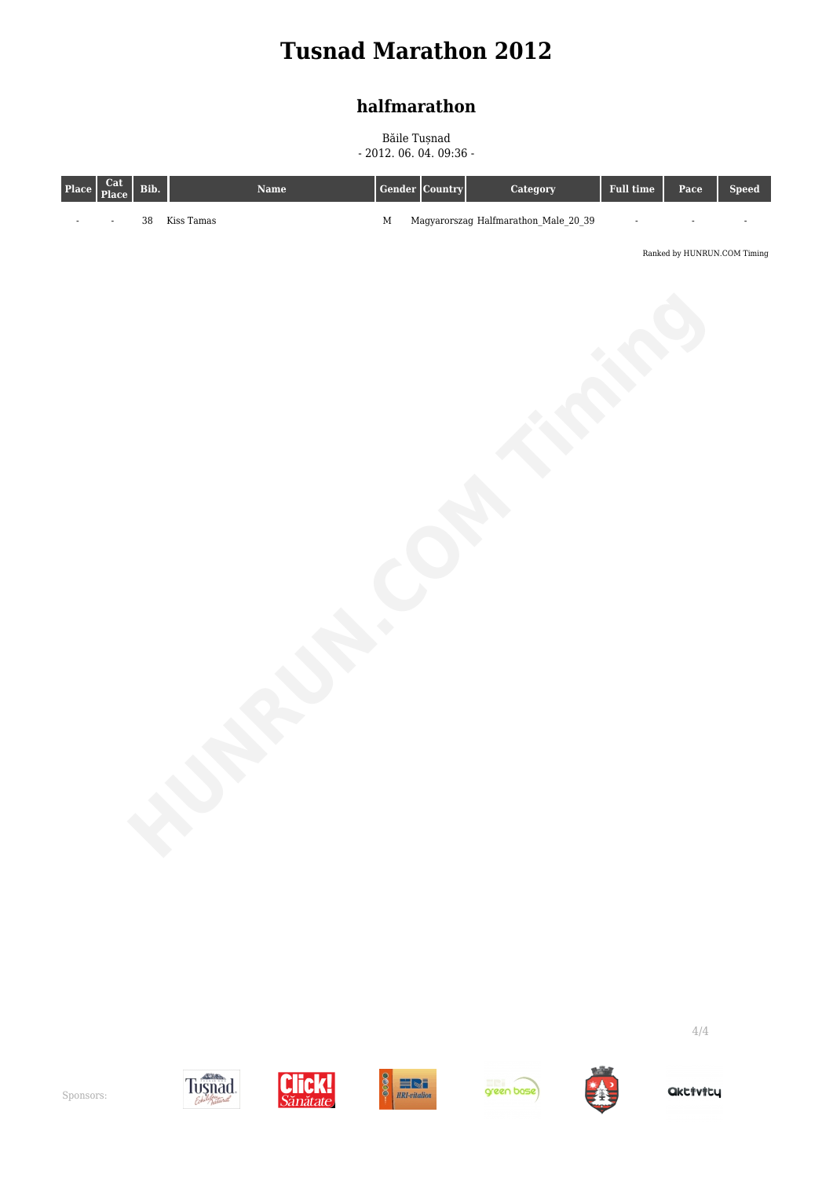# Tusnad Marathon 2012

## halfmarathon

Băile Tușnad
- 2012. 06. 04. 09:36 -

| Place | Cat Place | Bib. | Name | Gender | Country | Category | Full time | Pace | Speed |
|---|---|---|---|---|---|---|---|---|---|
| - | - | 38 | Kiss Tamas | M | Magyarorszag | Halfmarathon_Male_20_39 | - | - | - |

Ranked by HUNRUN.COM Timing

Sponsors: